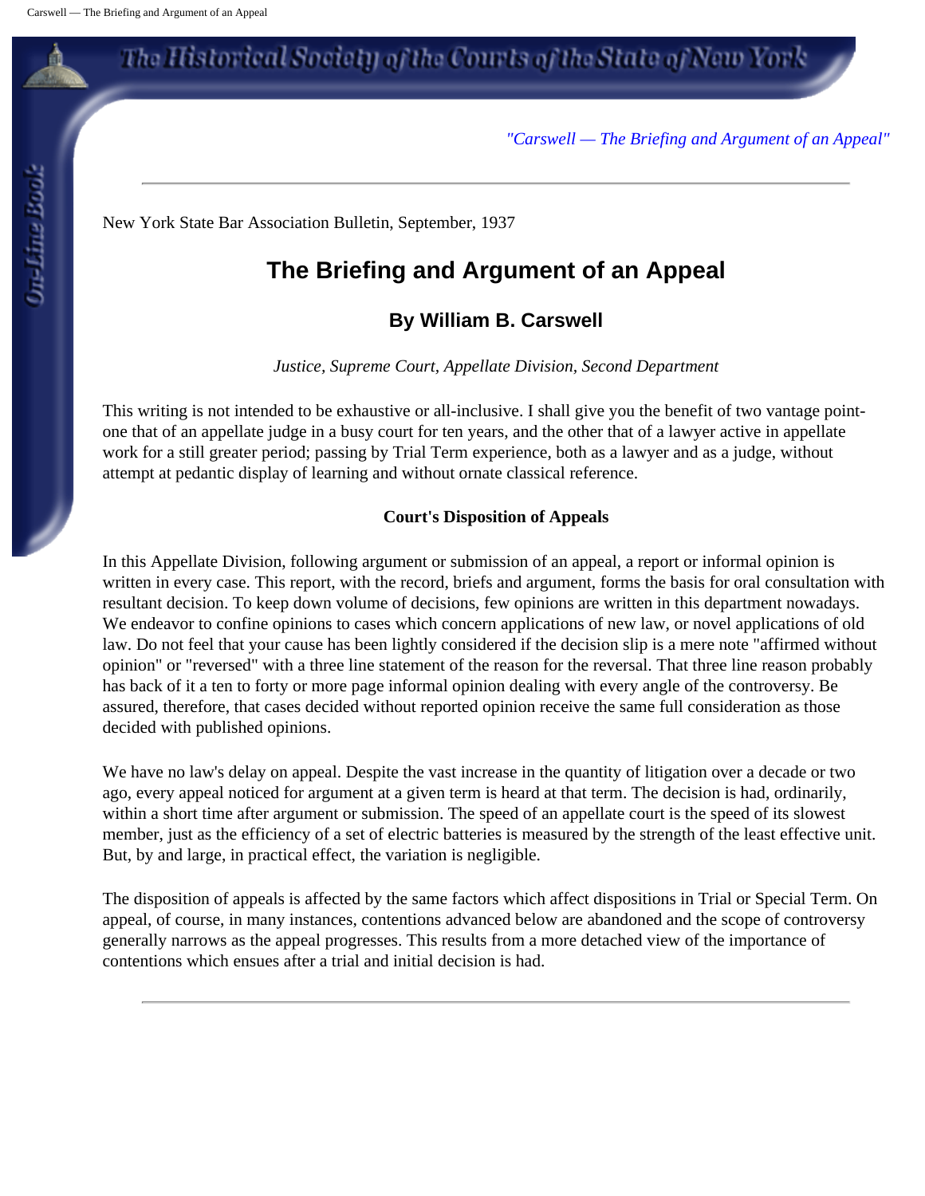"Carswell — The Briefing and Argument of an Appeal"

New York State Bar Association Bulletin, September, 1937

# The Briefing and Argument of an Appeal

## By William B. Carswell

*Justice, Supreme Court, Appellate Division, Second Department*

This writing is not intended to be exhaustive or all-inclusive. I shall give you the benefit of two vantage point-one that of an appellate judge in a busy court for ten years, and the other that of a lawyer active in appellate work for a still greater period; passing by Trial Term experience, both as a lawyer and as a judge, without attempt at pedantic display of learning and without ornate classical reference.

### Court's Disposition of Appeals

In this Appellate Division, following argument or submission of an appeal, a report or informal opinion is written in every case. This report, with the record, briefs and argument, forms the basis for oral consultation with resultant decision. To keep down volume of decisions, few opinions are written in this department nowadays. We endeavor to confine opinions to cases which concern applications of new law, or novel applications of old law. Do not feel that your cause has been lightly considered if the decision slip is a mere note "affirmed without opinion" or "reversed" with a three line statement of the reason for the reversal. That three line reason probably has back of it a ten to forty or more page informal opinion dealing with every angle of the controversy. Be assured, therefore, that cases decided without reported opinion receive the same full consideration as those decided with published opinions.

We have no law's delay on appeal. Despite the vast increase in the quantity of litigation over a decade or two ago, every appeal noticed for argument at a given term is heard at that term. The decision is had, ordinarily, within a short time after argument or submission. The speed of an appellate court is the speed of its slowest member, just as the efficiency of a set of electric batteries is measured by the strength of the least effective unit. But, by and large, in practical effect, the variation is negligible.

The disposition of appeals is affected by the same factors which affect dispositions in Trial or Special Term. On appeal, of course, in many instances, contentions advanced below are abandoned and the scope of controversy generally narrows as the appeal progresses. This results from a more detached view of the importance of contentions which ensues after a trial and initial decision is had.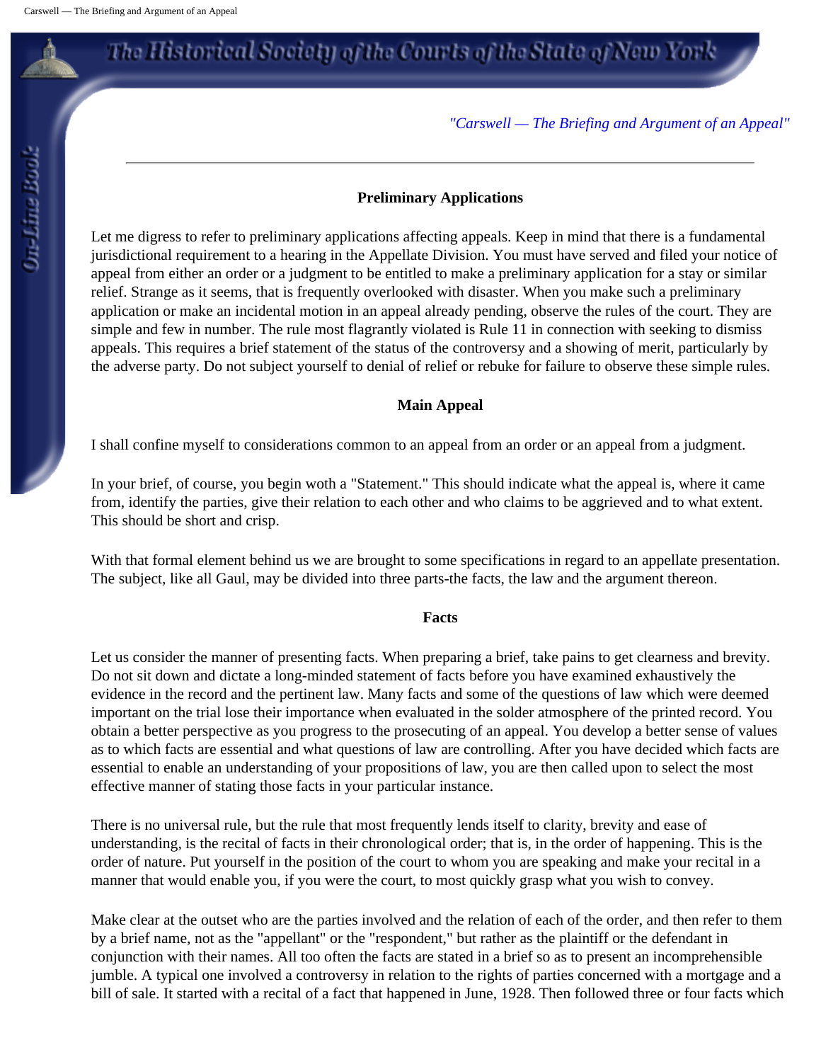*"Carswell — The Briefing and Argument of an Appeal"*

---

### Preliminary Applications

Let me digress to refer to preliminary applications affecting appeals. Keep in mind that there is a fundamental jurisdictional requirement to a hearing in the Appellate Division. You must have served and filed your notice of appeal from either an order or a judgment to be entitled to make a preliminary application for a stay or similar relief. Strange as it seems, that is frequently overlooked with disaster. When you make such a preliminary application or make an incidental motion in an appeal already pending, observe the rules of the court. They are simple and few in number. The rule most flagrantly violated is Rule 11 in connection with seeking to dismiss appeals. This requires a brief statement of the status of the controversy and a showing of merit, particularly by the adverse party. Do not subject yourself to denial of relief or rebuke for failure to observe these simple rules.

### Main Appeal

I shall confine myself to considerations common to an appeal from an order or an appeal from a judgment.

In your brief, of course, you begin woth a "Statement." This should indicate what the appeal is, where it came from, identify the parties, give their relation to each other and who claims to be aggrieved and to what extent. This should be short and crisp.

With that formal element behind us we are brought to some specifications in regard to an appellate presentation. The subject, like all Gaul, may be divided into three parts-the facts, the law and the argument thereon.

### Facts

Let us consider the manner of presenting facts. When preparing a brief, take pains to get clearness and brevity. Do not sit down and dictate a long-minded statement of facts before you have examined exhaustively the evidence in the record and the pertinent law. Many facts and some of the questions of law which were deemed important on the trial lose their importance when evaluated in the solder atmosphere of the printed record. You obtain a better perspective as you progress to the prosecuting of an appeal. You develop a better sense of values as to which facts are essential and what questions of law are controlling. After you have decided which facts are essential to enable an understanding of your propositions of law, you are then called upon to select the most effective manner of stating those facts in your particular instance.

There is no universal rule, but the rule that most frequently lends itself to clarity, brevity and ease of understanding, is the recital of facts in their chronological order; that is, in the order of happening. This is the order of nature. Put yourself in the position of the court to whom you are speaking and make your recital in a manner that would enable you, if you were the court, to most quickly grasp what you wish to convey.

Make clear at the outset who are the parties involved and the relation of each of the order, and then refer to them by a brief name, not as the "appellant" or the "respondent," but rather as the plaintiff or the defendant in conjunction with their names. All too often the facts are stated in a brief so as to present an incomprehensible jumble. A typical one involved a controversy in relation to the rights of parties concerned with a mortgage and a bill of sale. It started with a recital of a fact that happened in June, 1928. Then followed three or four facts which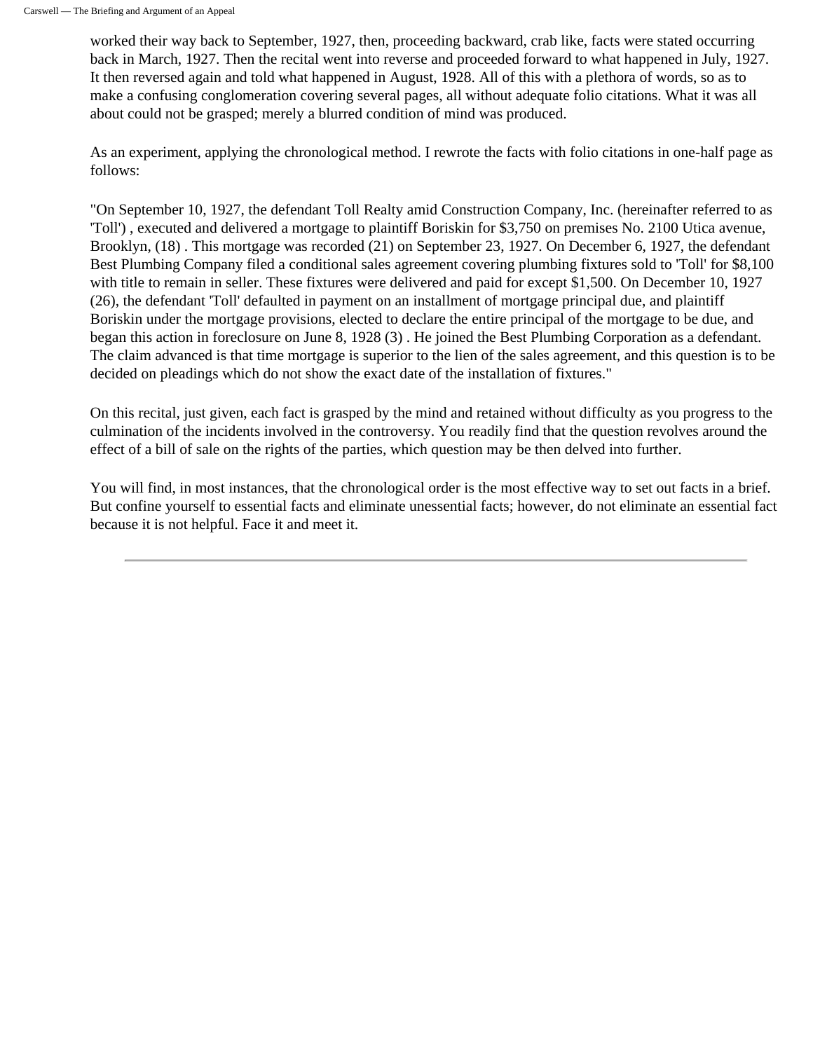worked their way back to September, 1927, then, proceeding backward, crab like, facts were stated occurring back in March, 1927. Then the recital went into reverse and proceeded forward to what happened in July, 1927. It then reversed again and told what happened in August, 1928. All of this with a plethora of words, so as to make a confusing conglomeration covering several pages, all without adequate folio citations. What it was all about could not be grasped; merely a blurred condition of mind was produced.

As an experiment, applying the chronological method. I rewrote the facts with folio citations in one-half page as follows:

"On September 10, 1927, the defendant Toll Realty amid Construction Company, Inc. (hereinafter referred to as 'Toll') , executed and delivered a mortgage to plaintiff Boriskin for $3,750 on premises No. 2100 Utica avenue, Brooklyn, (18) . This mortgage was recorded (21) on September 23, 1927. On December 6, 1927, the defendant Best Plumbing Company filed a conditional sales agreement covering plumbing fixtures sold to 'Toll' for $8,100 with title to remain in seller. These fixtures were delivered and paid for except $1,500. On December 10, 1927 (26), the defendant 'Toll' defaulted in payment on an installment of mortgage principal due, and plaintiff Boriskin under the mortgage provisions, elected to declare the entire principal of the mortgage to be due, and began this action in foreclosure on June 8, 1928 (3) . He joined the Best Plumbing Corporation as a defendant. The claim advanced is that time mortgage is superior to the lien of the sales agreement, and this question is to be decided on pleadings which do not show the exact date of the installation of fixtures."

On this recital, just given, each fact is grasped by the mind and retained without difficulty as you progress to the culmination of the incidents involved in the controversy. You readily find that the question revolves around the effect of a bill of sale on the rights of the parties, which question may be then delved into further.

You will find, in most instances, that the chronological order is the most effective way to set out facts in a brief. But confine yourself to essential facts and eliminate unessential facts; however, do not eliminate an essential fact because it is not helpful. Face it and meet it.

---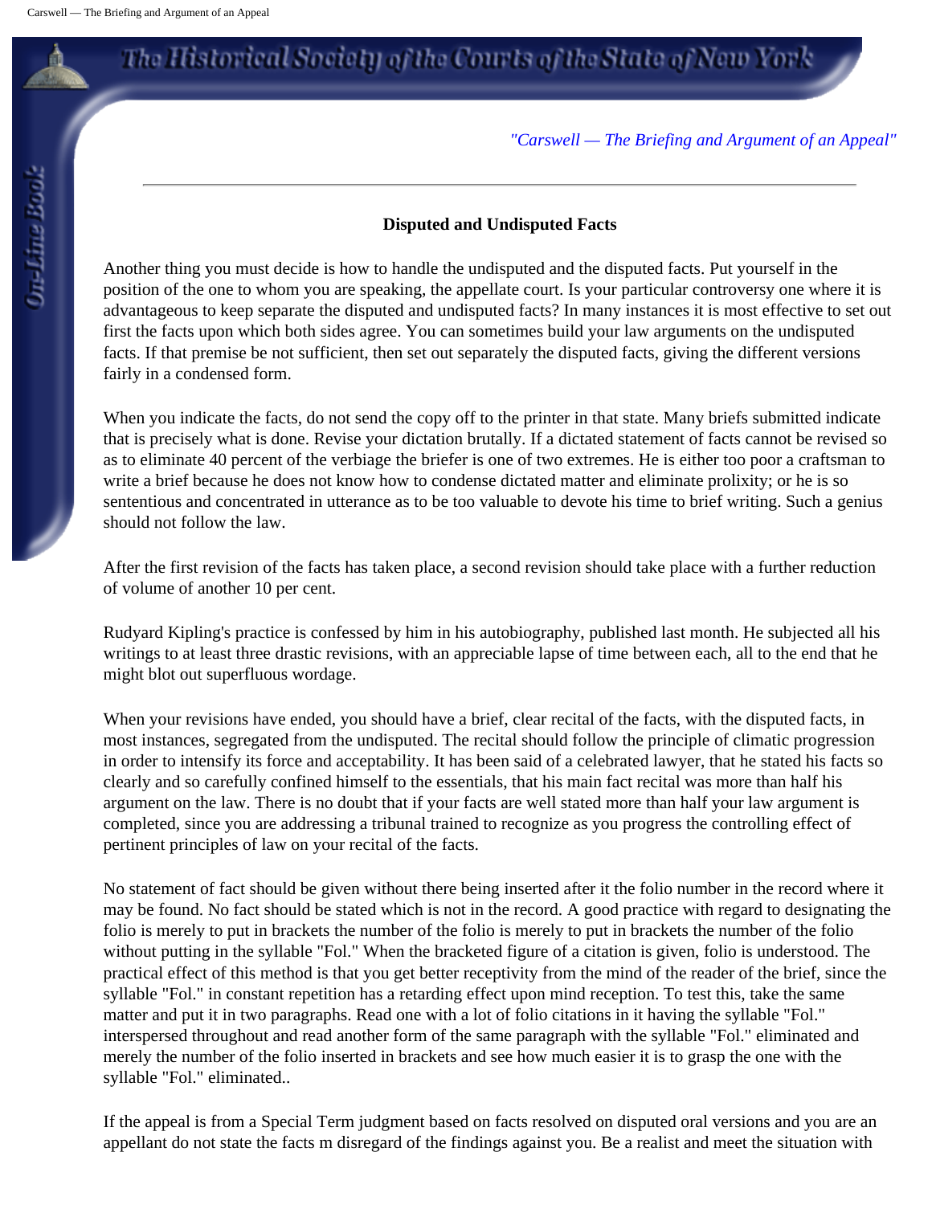*"Carswell — The Briefing and Argument of an Appeal"*

---

**Disputed and Undisputed Facts**

Another thing you must decide is how to handle the undisputed and the disputed facts. Put yourself in the position of the one to whom you are speaking, the appellate court. Is your particular controversy one where it is advantageous to keep separate the disputed and undisputed facts? In many instances it is most effective to set out first the facts upon which both sides agree. You can sometimes build your law arguments on the undisputed facts. If that premise be not sufficient, then set out separately the disputed facts, giving the different versions fairly in a condensed form.

When you indicate the facts, do not send the copy off to the printer in that state. Many briefs submitted indicate that is precisely what is done. Revise your dictation brutally. If a dictated statement of facts cannot be revised so as to eliminate 40 percent of the verbiage the briefer is one of two extremes. He is either too poor a craftsman to write a brief because he does not know how to condense dictated matter and eliminate prolixity; or he is so sententious and concentrated in utterance as to be too valuable to devote his time to brief writing. Such a genius should not follow the law.

After the first revision of the facts has taken place, a second revision should take place with a further reduction of volume of another 10 per cent.

Rudyard Kipling's practice is confessed by him in his autobiography, published last month. He subjected all his writings to at least three drastic revisions, with an appreciable lapse of time between each, all to the end that he might blot out superfluous wordage.

When your revisions have ended, you should have a brief, clear recital of the facts, with the disputed facts, in most instances, segregated from the undisputed. The recital should follow the principle of climatic progression in order to intensify its force and acceptability. It has been said of a celebrated lawyer, that he stated his facts so clearly and so carefully confined himself to the essentials, that his main fact recital was more than half his argument on the law. There is no doubt that if your facts are well stated more than half your law argument is completed, since you are addressing a tribunal trained to recognize as you progress the controlling effect of pertinent principles of law on your recital of the facts.

No statement of fact should be given without there being inserted after it the folio number in the record where it may be found. No fact should be stated which is not in the record. A good practice with regard to designating the folio is merely to put in brackets the number of the folio is merely to put in brackets the number of the folio without putting in the syllable "Fol." When the bracketed figure of a citation is given, folio is understood. The practical effect of this method is that you get better receptivity from the mind of the reader of the brief, since the syllable "Fol." in constant repetition has a retarding effect upon mind reception. To test this, take the same matter and put it in two paragraphs. Read one with a lot of folio citations in it having the syllable "Fol." interspersed throughout and read another form of the same paragraph with the syllable "Fol." eliminated and merely the number of the folio inserted in brackets and see how much easier it is to grasp the one with the syllable "Fol." eliminated..

If the appeal is from a Special Term judgment based on facts resolved on disputed oral versions and you are an appellant do not state the facts m disregard of the findings against you. Be a realist and meet the situation with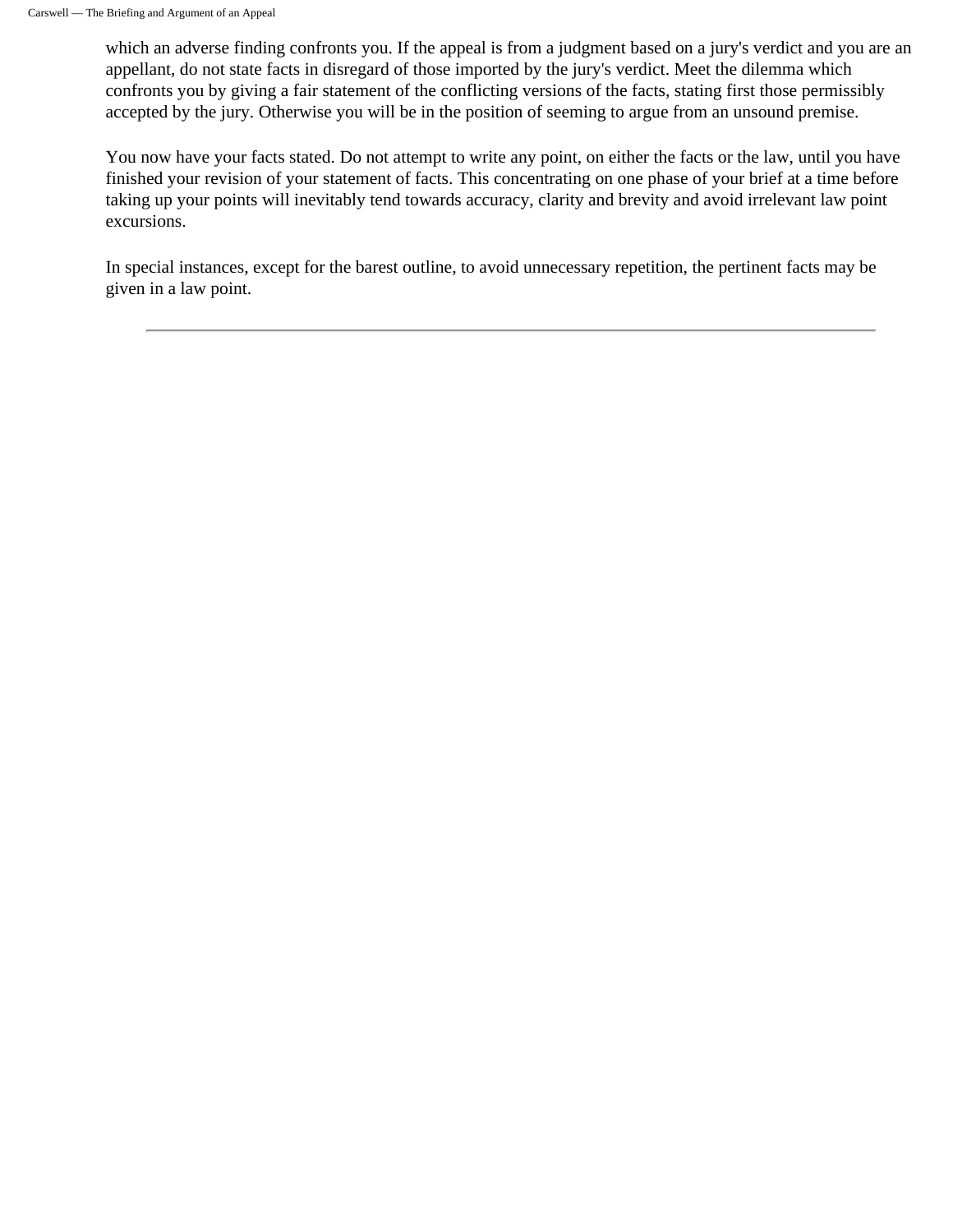which an adverse finding confronts you. If the appeal is from a judgment based on a jury's verdict and you are an appellant, do not state facts in disregard of those imported by the jury's verdict. Meet the dilemma which confronts you by giving a fair statement of the conflicting versions of the facts, stating first those permissibly accepted by the jury. Otherwise you will be in the position of seeming to argue from an unsound premise.

You now have your facts stated. Do not attempt to write any point, on either the facts or the law, until you have finished your revision of your statement of facts. This concentrating on one phase of your brief at a time before taking up your points will inevitably tend towards accuracy, clarity and brevity and avoid irrelevant law point excursions.

In special instances, except for the barest outline, to avoid unnecessary repetition, the pertinent facts may be given in a law point.

---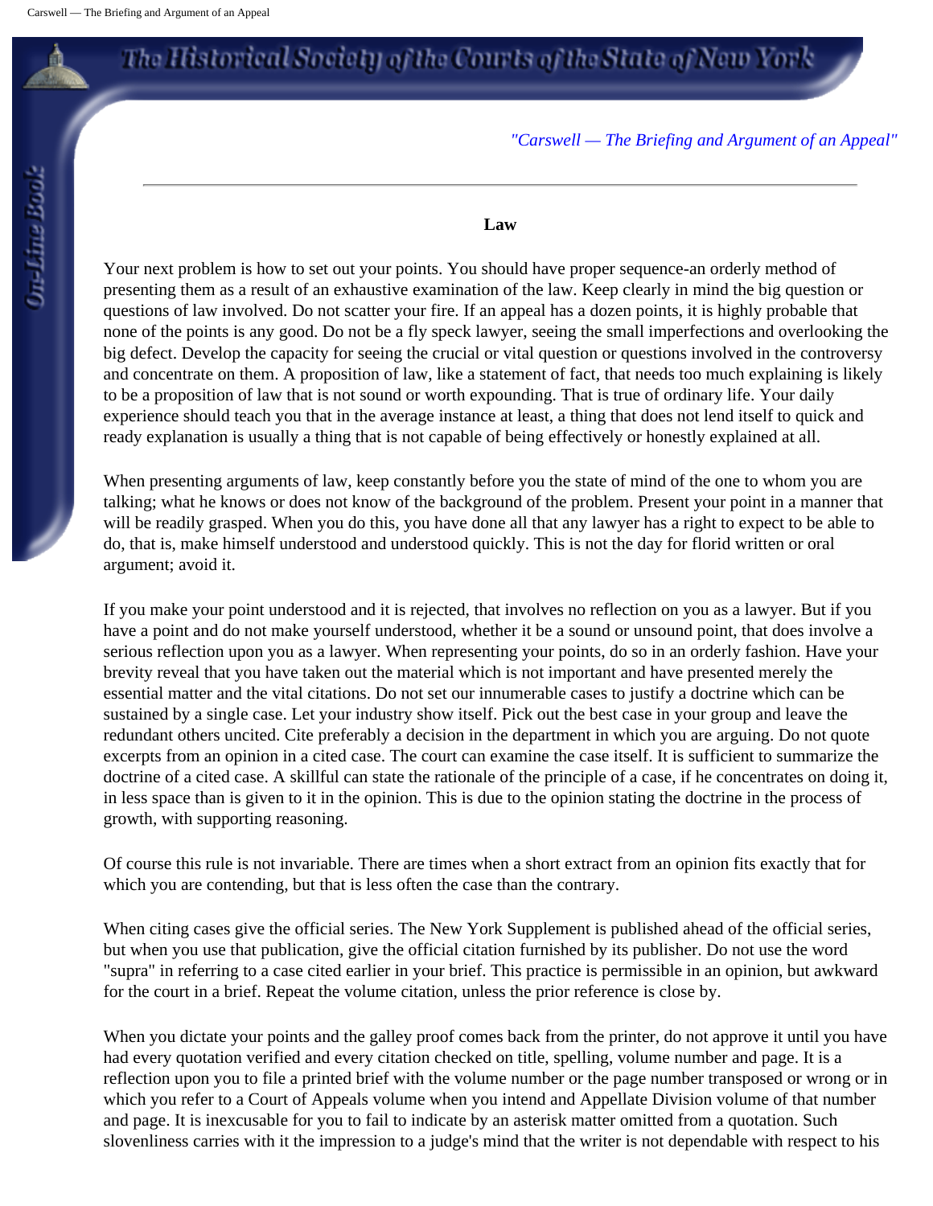## Law

Your next problem is how to set out your points. You should have proper sequence-an orderly method of presenting them as a result of an exhaustive examination of the law. Keep clearly in mind the big question or questions of law involved. Do not scatter your fire. If an appeal has a dozen points, it is highly probable that none of the points is any good. Do not be a fly speck lawyer, seeing the small imperfections and overlooking the big defect. Develop the capacity for seeing the crucial or vital question or questions involved in the controversy and concentrate on them. A proposition of law, like a statement of fact, that needs too much explaining is likely to be a proposition of law that is not sound or worth expounding. That is true of ordinary life. Your daily experience should teach you that in the average instance at least, a thing that does not lend itself to quick and ready explanation is usually a thing that is not capable of being effectively or honestly explained at all.

When presenting arguments of law, keep constantly before you the state of mind of the one to whom you are talking; what he knows or does not know of the background of the problem. Present your point in a manner that will be readily grasped. When you do this, you have done all that any lawyer has a right to expect to be able to do, that is, make himself understood and understood quickly. This is not the day for florid written or oral argument; avoid it.

If you make your point understood and it is rejected, that involves no reflection on you as a lawyer. But if you have a point and do not make yourself understood, whether it be a sound or unsound point, that does involve a serious reflection upon you as a lawyer. When representing your points, do so in an orderly fashion. Have your brevity reveal that you have taken out the material which is not important and have presented merely the essential matter and the vital citations. Do not set our innumerable cases to justify a doctrine which can be sustained by a single case. Let your industry show itself. Pick out the best case in your group and leave the redundant others uncited. Cite preferably a decision in the department in which you are arguing. Do not quote excerpts from an opinion in a cited case. The court can examine the case itself. It is sufficient to summarize the doctrine of a cited case. A skillful can state the rationale of the principle of a case, if he concentrates on doing it, in less space than is given to it in the opinion. This is due to the opinion stating the doctrine in the process of growth, with supporting reasoning.

Of course this rule is not invariable. There are times when a short extract from an opinion fits exactly that for which you are contending, but that is less often the case than the contrary.

When citing cases give the official series. The New York Supplement is published ahead of the official series, but when you use that publication, give the official citation furnished by its publisher. Do not use the word "supra" in referring to a case cited earlier in your brief. This practice is permissible in an opinion, but awkward for the court in a brief. Repeat the volume citation, unless the prior reference is close by.

When you dictate your points and the galley proof comes back from the printer, do not approve it until you have had every quotation verified and every citation checked on title, spelling, volume number and page. It is a reflection upon you to file a printed brief with the volume number or the page number transposed or wrong or in which you refer to a Court of Appeals volume when you intend and Appellate Division volume of that number and page. It is inexcusable for you to fail to indicate by an asterisk matter omitted from a quotation. Such slovenliness carries with it the impression to a judge's mind that the writer is not dependable with respect to his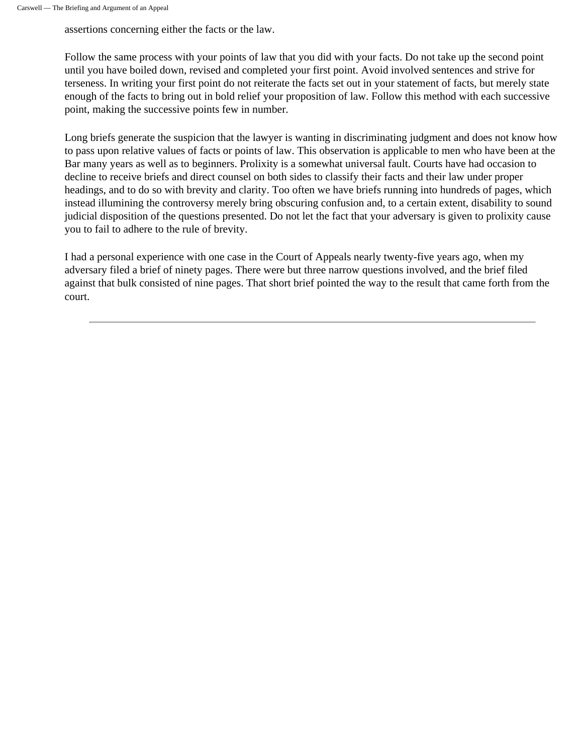assertions concerning either the facts or the law.

Follow the same process with your points of law that you did with your facts. Do not take up the second point until you have boiled down, revised and completed your first point. Avoid involved sentences and strive for terseness. In writing your first point do not reiterate the facts set out in your statement of facts, but merely state enough of the facts to bring out in bold relief your proposition of law. Follow this method with each successive point, making the successive points few in number.

Long briefs generate the suspicion that the lawyer is wanting in discriminating judgment and does not know how to pass upon relative values of facts or points of law. This observation is applicable to men who have been at the Bar many years as well as to beginners. Prolixity is a somewhat universal fault. Courts have had occasion to decline to receive briefs and direct counsel on both sides to classify their facts and their law under proper headings, and to do so with brevity and clarity. Too often we have briefs running into hundreds of pages, which instead illumining the controversy merely bring obscuring confusion and, to a certain extent, disability to sound judicial disposition of the questions presented. Do not let the fact that your adversary is given to prolixity cause you to fail to adhere to the rule of brevity.

I had a personal experience with one case in the Court of Appeals nearly twenty-five years ago, when my adversary filed a brief of ninety pages. There were but three narrow questions involved, and the brief filed against that bulk consisted of nine pages. That short brief pointed the way to the result that came forth from the court.

---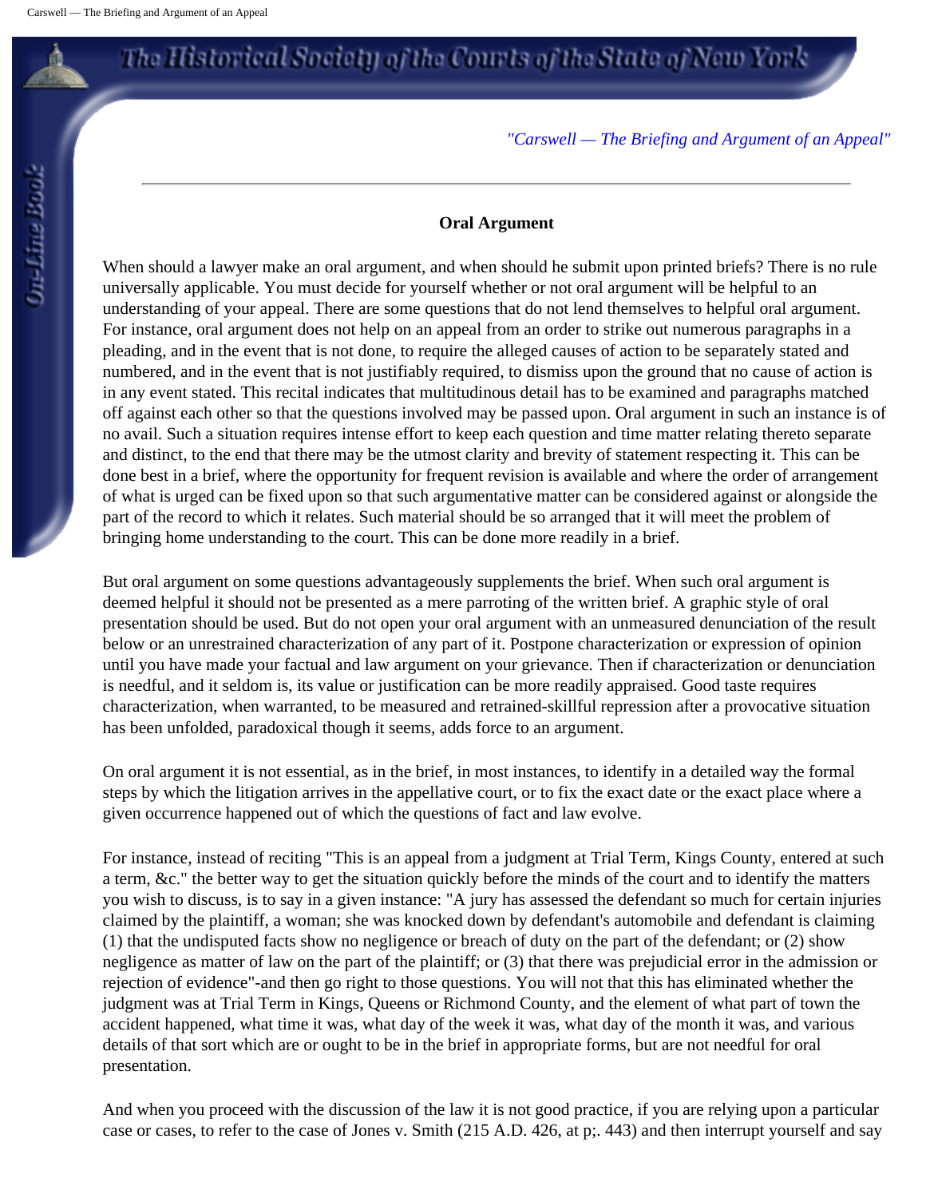## Oral Argument

When should a lawyer make an oral argument, and when should he submit upon printed briefs? There is no rule universally applicable. You must decide for yourself whether or not oral argument will be helpful to an understanding of your appeal. There are some questions that do not lend themselves to helpful oral argument. For instance, oral argument does not help on an appeal from an order to strike out numerous paragraphs in a pleading, and in the event that is not done, to require the alleged causes of action to be separately stated and numbered, and in the event that is not justifiably required, to dismiss upon the ground that no cause of action is in any event stated. This recital indicates that multitudinous detail has to be examined and paragraphs matched off against each other so that the questions involved may be passed upon. Oral argument in such an instance is of no avail. Such a situation requires intense effort to keep each question and time matter relating thereto separate and distinct, to the end that there may be the utmost clarity and brevity of statement respecting it. This can be done best in a brief, where the opportunity for frequent revision is available and where the order of arrangement of what is urged can be fixed upon so that such argumentative matter can be considered against or alongside the part of the record to which it relates. Such material should be so arranged that it will meet the problem of bringing home understanding to the court. This can be done more readily in a brief.

But oral argument on some questions advantageously supplements the brief. When such oral argument is deemed helpful it should not be presented as a mere parroting of the written brief. A graphic style of oral presentation should be used. But do not open your oral argument with an unmeasured denunciation of the result below or an unrestrained characterization of any part of it. Postpone characterization or expression of opinion until you have made your factual and law argument on your grievance. Then if characterization or denunciation is needful, and it seldom is, its value or justification can be more readily appraised. Good taste requires characterization, when warranted, to be measured and retrained-skillful repression after a provocative situation has been unfolded, paradoxical though it seems, adds force to an argument.

On oral argument it is not essential, as in the brief, in most instances, to identify in a detailed way the formal steps by which the litigation arrives in the appellative court, or to fix the exact date or the exact place where a given occurrence happened out of which the questions of fact and law evolve.

For instance, instead of reciting "This is an appeal from a judgment at Trial Term, Kings County, entered at such a term, &c." the better way to get the situation quickly before the minds of the court and to identify the matters you wish to discuss, is to say in a given instance: "A jury has assessed the defendant so much for certain injuries claimed by the plaintiff, a woman; she was knocked down by defendant's automobile and defendant is claiming (1) that the undisputed facts show no negligence or breach of duty on the part of the defendant; or (2) show negligence as matter of law on the part of the plaintiff; or (3) that there was prejudicial error in the admission or rejection of evidence"-and then go right to those questions. You will not that this has eliminated whether the judgment was at Trial Term in Kings, Queens or Richmond County, and the element of what part of town the accident happened, what time it was, what day of the week it was, what day of the month it was, and various details of that sort which are or ought to be in the brief in appropriate forms, but are not needful for oral presentation.

And when you proceed with the discussion of the law it is not good practice, if you are relying upon a particular case or cases, to refer to the case of Jones v. Smith (215 A.D. 426, at p;. 443) and then interrupt yourself and say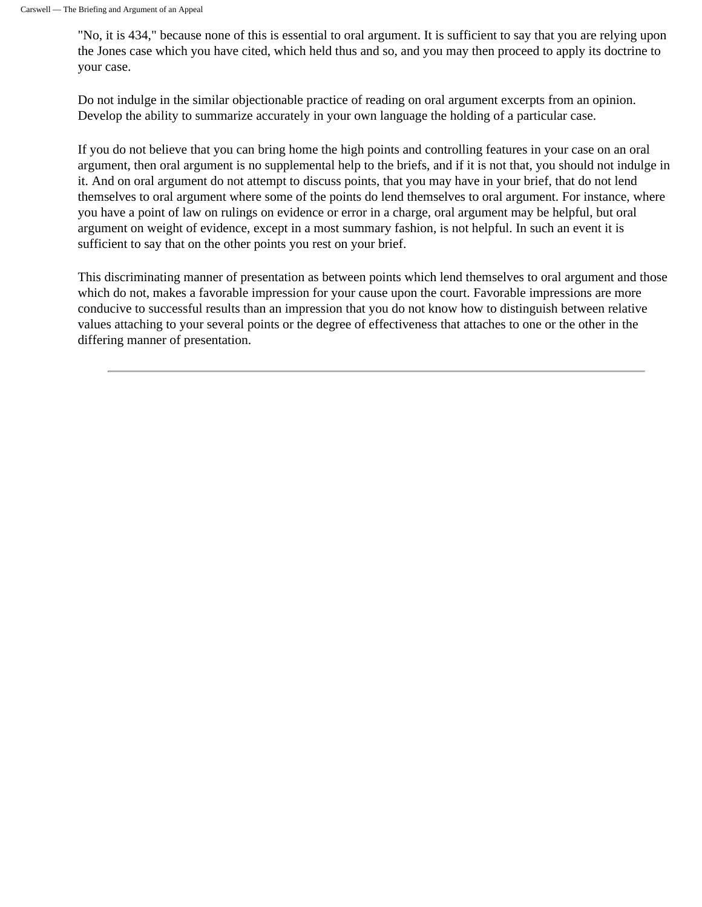"No, it is 434," because none of this is essential to oral argument. It is sufficient to say that you are relying upon the Jones case which you have cited, which held thus and so, and you may then proceed to apply its doctrine to your case.

Do not indulge in the similar objectionable practice of reading on oral argument excerpts from an opinion. Develop the ability to summarize accurately in your own language the holding of a particular case.

If you do not believe that you can bring home the high points and controlling features in your case on an oral argument, then oral argument is no supplemental help to the briefs, and if it is not that, you should not indulge in it. And on oral argument do not attempt to discuss points, that you may have in your brief, that do not lend themselves to oral argument where some of the points do lend themselves to oral argument. For instance, where you have a point of law on rulings on evidence or error in a charge, oral argument may be helpful, but oral argument on weight of evidence, except in a most summary fashion, is not helpful. In such an event it is sufficient to say that on the other points you rest on your brief.

This discriminating manner of presentation as between points which lend themselves to oral argument and those which do not, makes a favorable impression for your cause upon the court. Favorable impressions are more conducive to successful results than an impression that you do not know how to distinguish between relative values attaching to your several points or the degree of effectiveness that attaches to one or the other in the differing manner of presentation.

---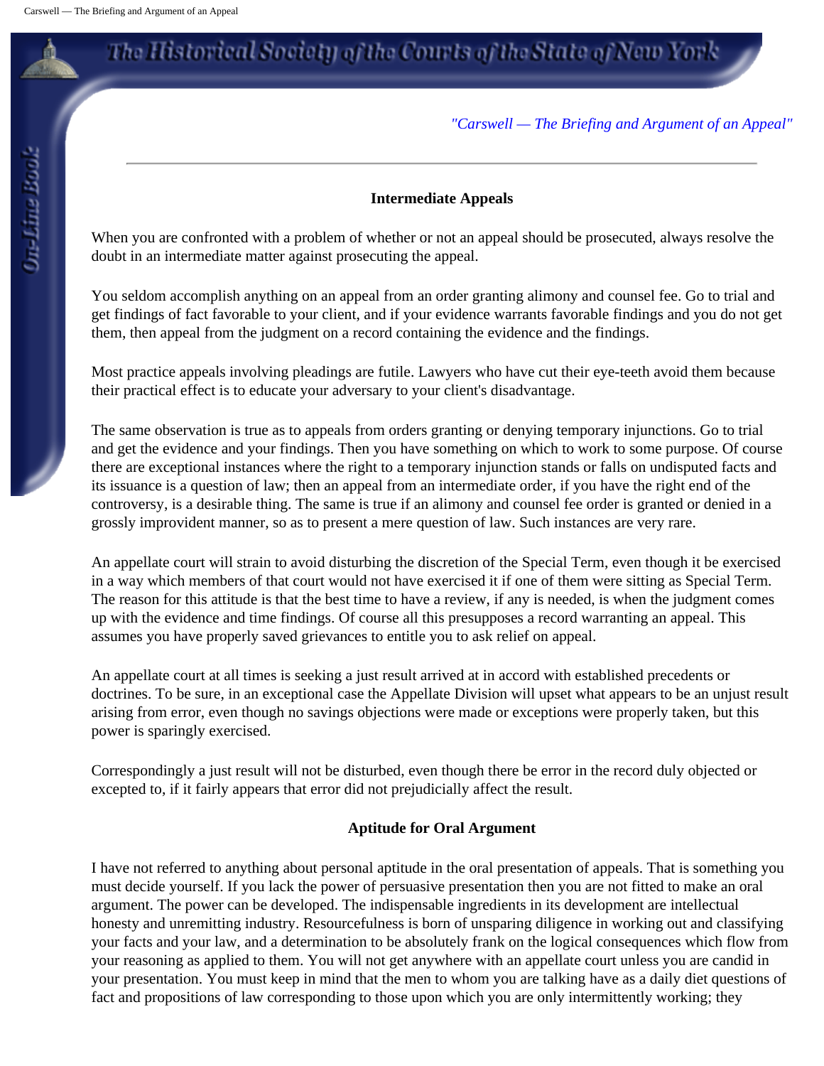## Intermediate Appeals

When you are confronted with a problem of whether or not an appeal should be prosecuted, always resolve the doubt in an intermediate matter against prosecuting the appeal.

You seldom accomplish anything on an appeal from an order granting alimony and counsel fee. Go to trial and get findings of fact favorable to your client, and if your evidence warrants favorable findings and you do not get them, then appeal from the judgment on a record containing the evidence and the findings.

Most practice appeals involving pleadings are futile. Lawyers who have cut their eye-teeth avoid them because their practical effect is to educate your adversary to your client's disadvantage.

The same observation is true as to appeals from orders granting or denying temporary injunctions. Go to trial and get the evidence and your findings. Then you have something on which to work to some purpose. Of course there are exceptional instances where the right to a temporary injunction stands or falls on undisputed facts and its issuance is a question of law; then an appeal from an intermediate order, if you have the right end of the controversy, is a desirable thing. The same is true if an alimony and counsel fee order is granted or denied in a grossly improvident manner, so as to present a mere question of law. Such instances are very rare.

An appellate court will strain to avoid disturbing the discretion of the Special Term, even though it be exercised in a way which members of that court would not have exercised it if one of them were sitting as Special Term. The reason for this attitude is that the best time to have a review, if any is needed, is when the judgment comes up with the evidence and time findings. Of course all this presupposes a record warranting an appeal. This assumes you have properly saved grievances to entitle you to ask relief on appeal.

An appellate court at all times is seeking a just result arrived at in accord with established precedents or doctrines. To be sure, in an exceptional case the Appellate Division will upset what appears to be an unjust result arising from error, even though no savings objections were made or exceptions were properly taken, but this power is sparingly exercised.

Correspondingly a just result will not be disturbed, even though there be error in the record duly objected or excepted to, if it fairly appears that error did not prejudicially affect the result.

## Aptitude for Oral Argument

I have not referred to anything about personal aptitude in the oral presentation of appeals. That is something you must decide yourself. If you lack the power of persuasive presentation then you are not fitted to make an oral argument. The power can be developed. The indispensable ingredients in its development are intellectual honesty and unremitting industry. Resourcefulness is born of unsparing diligence in working out and classifying your facts and your law, and a determination to be absolutely frank on the logical consequences which flow from your reasoning as applied to them. You will not get anywhere with an appellate court unless you are candid in your presentation. You must keep in mind that the men to whom you are talking have as a daily diet questions of fact and propositions of law corresponding to those upon which you are only intermittently working; they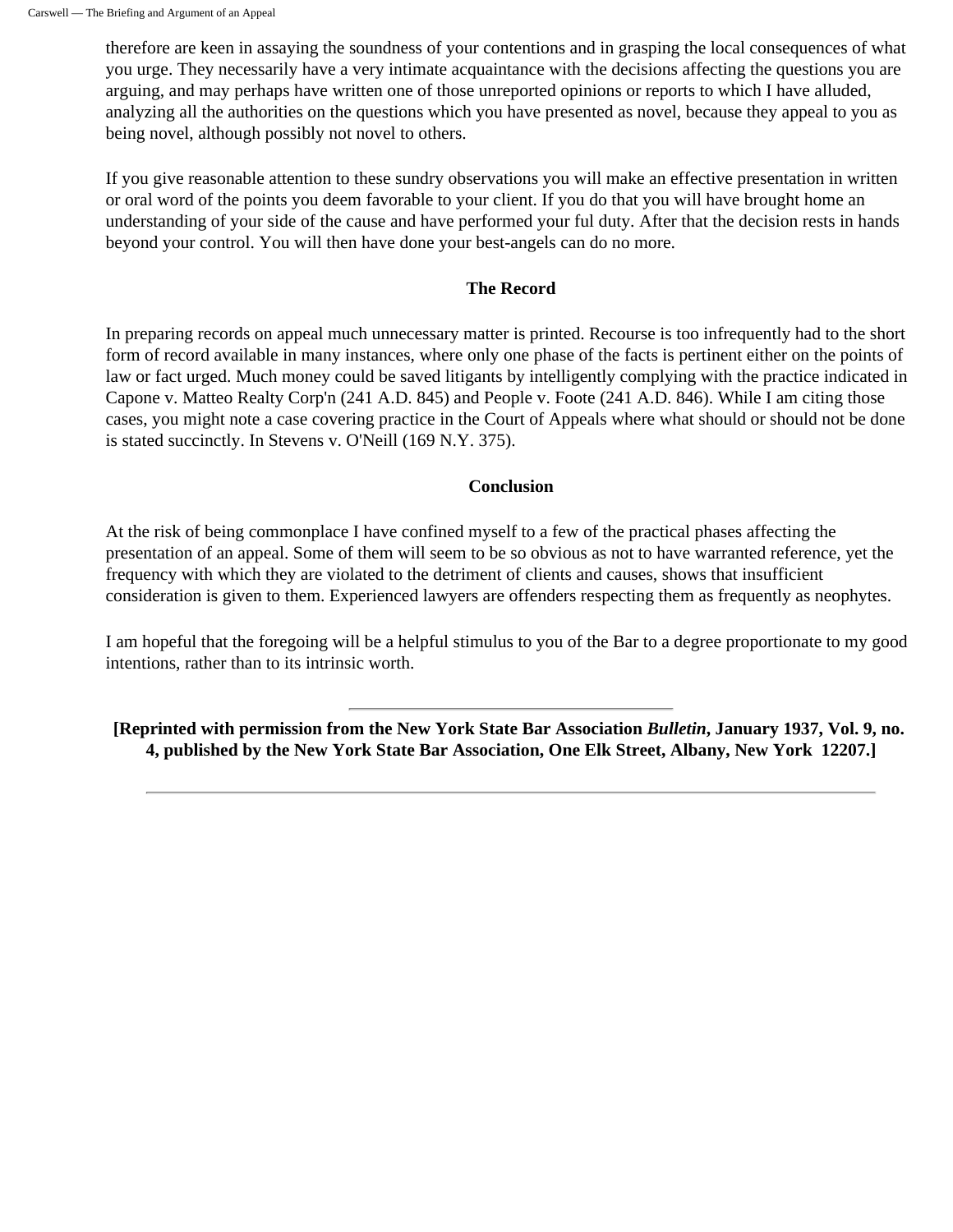therefore are keen in assaying the soundness of your contentions and in grasping the local consequences of what you urge. They necessarily have a very intimate acquaintance with the decisions affecting the questions you are arguing, and may perhaps have written one of those unreported opinions or reports to which I have alluded, analyzing all the authorities on the questions which you have presented as novel, because they appeal to you as being novel, although possibly not novel to others.

If you give reasonable attention to these sundry observations you will make an effective presentation in written or oral word of the points you deem favorable to your client. If you do that you will have brought home an understanding of your side of the cause and have performed your ful duty. After that the decision rests in hands beyond your control. You will then have done your best-angels can do no more.

### The Record

In preparing records on appeal much unnecessary matter is printed. Recourse is too infrequently had to the short form of record available in many instances, where only one phase of the facts is pertinent either on the points of law or fact urged. Much money could be saved litigants by intelligently complying with the practice indicated in Capone v. Matteo Realty Corp'n (241 A.D. 845) and People v. Foote (241 A.D. 846). While I am citing those cases, you might note a case covering practice in the Court of Appeals where what should or should not be done is stated succinctly. In Stevens v. O'Neill (169 N.Y. 375).

### Conclusion

At the risk of being commonplace I have confined myself to a few of the practical phases affecting the presentation of an appeal. Some of them will seem to be so obvious as not to have warranted reference, yet the frequency with which they are violated to the detriment of clients and causes, shows that insufficient consideration is given to them. Experienced lawyers are offenders respecting them as frequently as neophytes.

I am hopeful that the foregoing will be a helpful stimulus to you of the Bar to a degree proportionate to my good intentions, rather than to its intrinsic worth.

---

**[Reprinted with permission from the New York State Bar Association *Bulletin*, January 1937, Vol. 9, no. 4, published by the New York State Bar Association, One Elk Street, Albany, New York 12207.]**

---